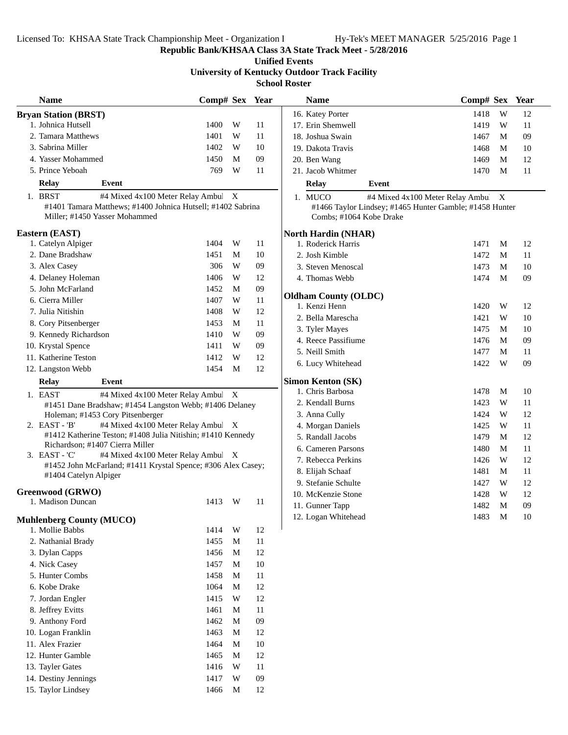**Republic Bank/KHSAA Class 3A State Track Meet - 5/28/2016**

**Unified Events**

**University of Kentucky Outdoor Track Facility**

**School Roster**

### Bryan Station (BRST)

| Name | Comp# | Sex | Year |
|---|---|---|---|
| 1. Johnica Hutsell | 1400 | W | 11 |
| 2. Tamara Matthews | 1401 | W | 11 |
| 3. Sabrina Miller | 1402 | W | 10 |
| 4. Yasser Mohammed | 1450 | M | 09 |
| 5. Prince Yeboah | 769 | W | 11 |

| Relay | Event | |
|---|---|---|
| 1. BRST | #4 Mixed 4x100 Meter Relay Ambul | X |

#1401 Tamara Matthews; #1400 Johnica Hutsell; #1402 Sabrina Miller; #1450 Yasser Mohammed

### Eastern (EAST)

| Name | Comp# | Sex | Year |
|---|---|---|---|
| 1. Catelyn Alpiger | 1404 | W | 11 |
| 2. Dane Bradshaw | 1451 | M | 10 |
| 3. Alex Casey | 306 | W | 09 |
| 4. Delaney Holeman | 1406 | W | 12 |
| 5. John McFarland | 1452 | M | 09 |
| 6. Cierra Miller | 1407 | W | 11 |
| 7. Julia Nitishin | 1408 | W | 12 |
| 8. Cory Pitsenberger | 1453 | M | 11 |
| 9. Kennedy Richardson | 1410 | W | 09 |
| 10. Krystal Spence | 1411 | W | 09 |
| 11. Katherine Teston | 1412 | W | 12 |
| 12. Langston Webb | 1454 | M | 12 |

| Relay | Event | |
|---|---|---|
| 1. EAST | #4 Mixed 4x100 Meter Relay Ambul | X |
| 2. EAST - 'B' | #4 Mixed 4x100 Meter Relay Ambul | X |
| 3. EAST - 'C' | #4 Mixed 4x100 Meter Relay Ambul | X |

1. #1451 Dane Bradshaw; #1454 Langston Webb; #1406 Delaney Holeman; #1453 Cory Pitsenberger
2. #1412 Katherine Teston; #1408 Julia Nitishin; #1410 Kennedy Richardson; #1407 Cierra Miller
3. #1452 John McFarland; #1411 Krystal Spence; #306 Alex Casey; #1404 Catelyn Alpiger

### Greenwood (GRWO)

| Name | Comp# | Sex | Year |
|---|---|---|---|
| 1. Madison Duncan | 1413 | W | 11 |

### Muhlenberg County (MUCO)

| Name | Comp# | Sex | Year |
|---|---|---|---|
| 1. Mollie Babbs | 1414 | W | 12 |
| 2. Nathanial Brady | 1455 | M | 11 |
| 3. Dylan Capps | 1456 | M | 12 |
| 4. Nick Casey | 1457 | M | 10 |
| 5. Hunter Combs | 1458 | M | 11 |
| 6. Kobe Drake | 1064 | M | 12 |
| 7. Jordan Engler | 1415 | W | 12 |
| 8. Jeffrey Evitts | 1461 | M | 11 |
| 9. Anthony Ford | 1462 | M | 09 |
| 10. Logan Franklin | 1463 | M | 12 |
| 11. Alex Frazier | 1464 | M | 10 |
| 12. Hunter Gamble | 1465 | M | 12 |
| 13. Tayler Gates | 1416 | W | 11 |
| 14. Destiny Jennings | 1417 | W | 09 |
| 15. Taylor Lindsey | 1466 | M | 12 |
| 16. Katey Porter | 1418 | W | 12 |
| 17. Erin Shemwell | 1419 | W | 11 |
| 18. Joshua Swain | 1467 | M | 09 |
| 19. Dakota Travis | 1468 | M | 10 |
| 20. Ben Wang | 1469 | M | 12 |
| 21. Jacob Whitmer | 1470 | M | 11 |

| Relay | Event | |
|---|---|---|
| 1. MUCO | #4 Mixed 4x100 Meter Relay Ambul | X |

#1466 Taylor Lindsey; #1465 Hunter Gamble; #1458 Hunter Combs; #1064 Kobe Drake

### North Hardin (NHAR)

| Name | Comp# | Sex | Year |
|---|---|---|---|
| 1. Roderick Harris | 1471 | M | 12 |
| 2. Josh Kimble | 1472 | M | 11 |
| 3. Steven Menoscal | 1473 | M | 10 |
| 4. Thomas Webb | 1474 | M | 09 |

### Oldham County (OLDC)

| Name | Comp# | Sex | Year |
|---|---|---|---|
| 1. Kenzi Henn | 1420 | W | 12 |
| 2. Bella Marescha | 1421 | W | 10 |
| 3. Tyler Mayes | 1475 | M | 10 |
| 4. Reece Passifiume | 1476 | M | 09 |
| 5. Neill Smith | 1477 | M | 11 |
| 6. Lucy Whitehead | 1422 | W | 09 |

### Simon Kenton (SK)

| Name | Comp# | Sex | Year |
|---|---|---|---|
| 1. Chris Barbosa | 1478 | M | 10 |
| 2. Kendall Burns | 1423 | W | 11 |
| 3. Anna Cully | 1424 | W | 12 |
| 4. Morgan Daniels | 1425 | W | 11 |
| 5. Randall Jacobs | 1479 | M | 12 |
| 6. Cameren Parsons | 1480 | M | 11 |
| 7. Rebecca Perkins | 1426 | W | 12 |
| 8. Elijah Schaaf | 1481 | M | 11 |
| 9. Stefanie Schulte | 1427 | W | 12 |
| 10. McKenzie Stone | 1428 | W | 12 |
| 11. Gunner Tapp | 1482 | M | 09 |
| 12. Logan Whitehead | 1483 | M | 10 |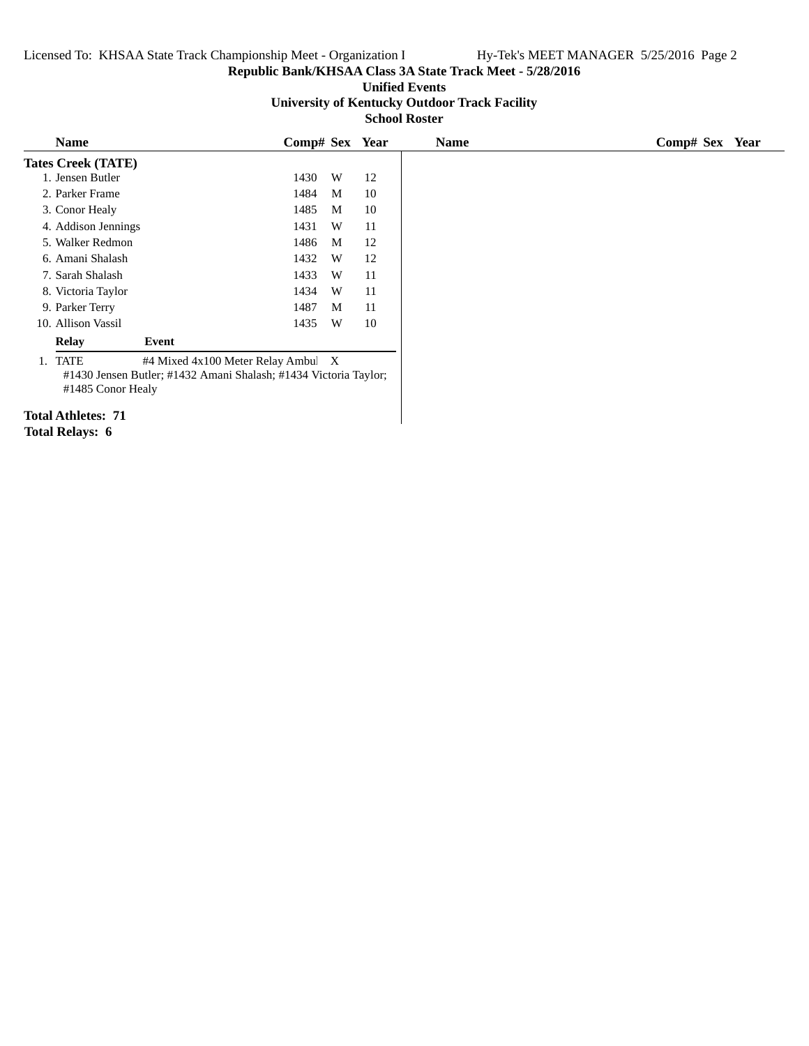**Republic Bank/KHSAA Class 3A State Track Meet - 5/28/2016**

**Unified Events**

**University of Kentucky Outdoor Track Facility**

**School Roster**

**Tates Creek (TATE)**

| Name | Comp# | Sex | Year |
|---|---|---|---|
| 1. Jensen Butler | 1430 | W | 12 |
| 2. Parker Frame | 1484 | M | 10 |
| 3. Conor Healy | 1485 | M | 10 |
| 4. Addison Jennings | 1431 | W | 11 |
| 5. Walker Redmon | 1486 | M | 12 |
| 6. Amani Shalash | 1432 | W | 12 |
| 7. Sarah Shalash | 1433 | W | 11 |
| 8. Victoria Taylor | 1434 | W | 11 |
| 9. Parker Terry | 1487 | M | 11 |
| 10. Allison Vassil | 1435 | W | 10 |

| Relay | Event | |
|---|---|---|
| 1. TATE | #4 Mixed 4x100 Meter Relay Ambul | X |

#1430 Jensen Butler; #1432 Amani Shalash; #1434 Victoria Taylor; #1485 Conor Healy

**Total Athletes: 71**

**Total Relays: 6**